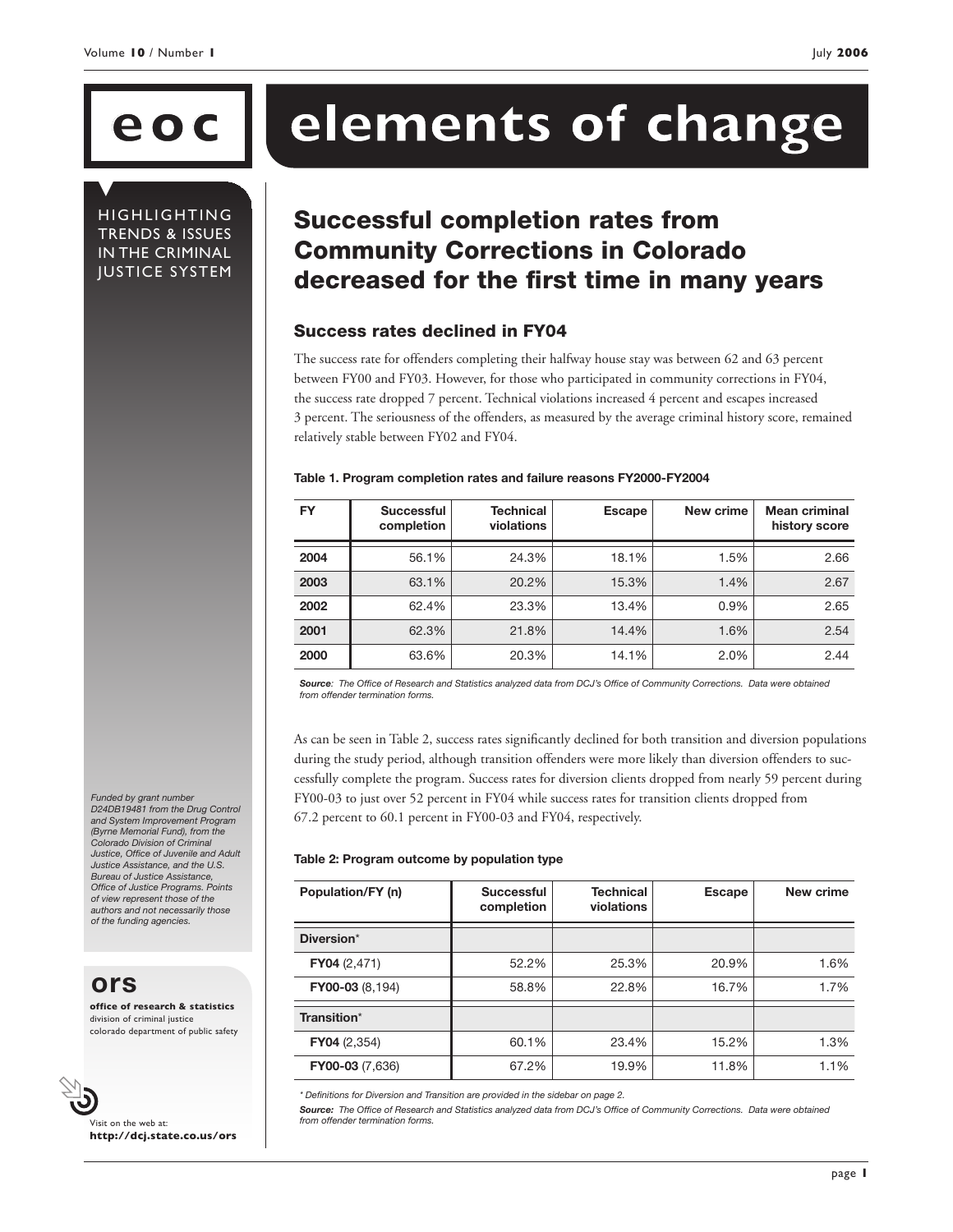# eoc elements of change

HIGHLIGHTING TRENDS & ISSUES IN THE CRIMINAL JUSTICE SYSTEM

## Successful completion rates from Community Corrections in Colorado decreased for the first time in many years

### Success rates declined in FY04

The success rate for offenders completing their halfway house stay was between 62 and 63 percent between FY00 and FY03. However, for those who participated in community corrections in FY04, the success rate dropped 7 percent. Technical violations increased 4 percent and escapes increased 3 percent. The seriousness of the offenders, as measured by the average criminal history score, remained relatively stable between FY02 and FY04.

**Table 1. Program completion rates and failure reasons FY2000-FY2004**

| FY | Successful completion | Technical violations | Escape | New crime | Mean criminal history score |
|---|---|---|---|---|---|
| **2004** | 56.1% | 24.3% | 18.1% | 1.5% | 2.66 |
| **2003** | 63.1% | 20.2% | 15.3% | 1.4% | 2.67 |
| **2002** | 62.4% | 23.3% | 13.4% | 0.9% | 2.65 |
| **2001** | 62.3% | 21.8% | 14.4% | 1.6% | 2.54 |
| **2000** | 63.6% | 20.3% | 14.1% | 2.0% | 2.44 |

***Source**: The Office of Research and Statistics analyzed data from DCJ's Office of Community Corrections. Data were obtained from offender termination forms.*

As can be seen in Table 2, success rates significantly declined for both transition and diversion populations during the study period, although transition offenders were more likely than diversion offenders to successfully complete the program. Success rates for diversion clients dropped from nearly 59 percent during FY00-03 to just over 52 percent in FY04 while success rates for transition clients dropped from 67.2 percent to 60.1 percent in FY00-03 and FY04, respectively.

**Table 2: Program outcome by population type**

| Population/FY (n) | Successful completion | Technical violations | Escape | New crime |
|---|---|---|---|---|
| **Diversion*** | | | | |
| **FY04** (2,471) | 52.2% | 25.3% | 20.9% | 1.6% |
| **FY00-03** (8,194) | 58.8% | 22.8% | 16.7% | 1.7% |
| **Transition*** | | | | |
| **FY04** (2,354) | 60.1% | 23.4% | 15.2% | 1.3% |
| **FY00-03** (7,636) | 67.2% | 19.9% | 11.8% | 1.1% |

*\* Definitions for Diversion and Transition are provided in the sidebar on page 2.*

***Source:** The Office of Research and Statistics analyzed data from DCJ's Office of Community Corrections. Data were obtained from offender termination forms.*

*Funded by grant number D24DB19481 from the Drug Control and System Improvement Program (Byrne Memorial Fund), from the Colorado Division of Criminal Justice, Office of Juvenile and Adult Justice Assistance, and the U.S. Bureau of Justice Assistance, Office of Justice Programs. Points of view represent those of the authors and not necessarily those of the funding agencies.*

**ors**

**office of research & statistics**
division of criminal justice
colorado department of public safety

Visit on the web at:
**http://dcj.state.co.us/ors**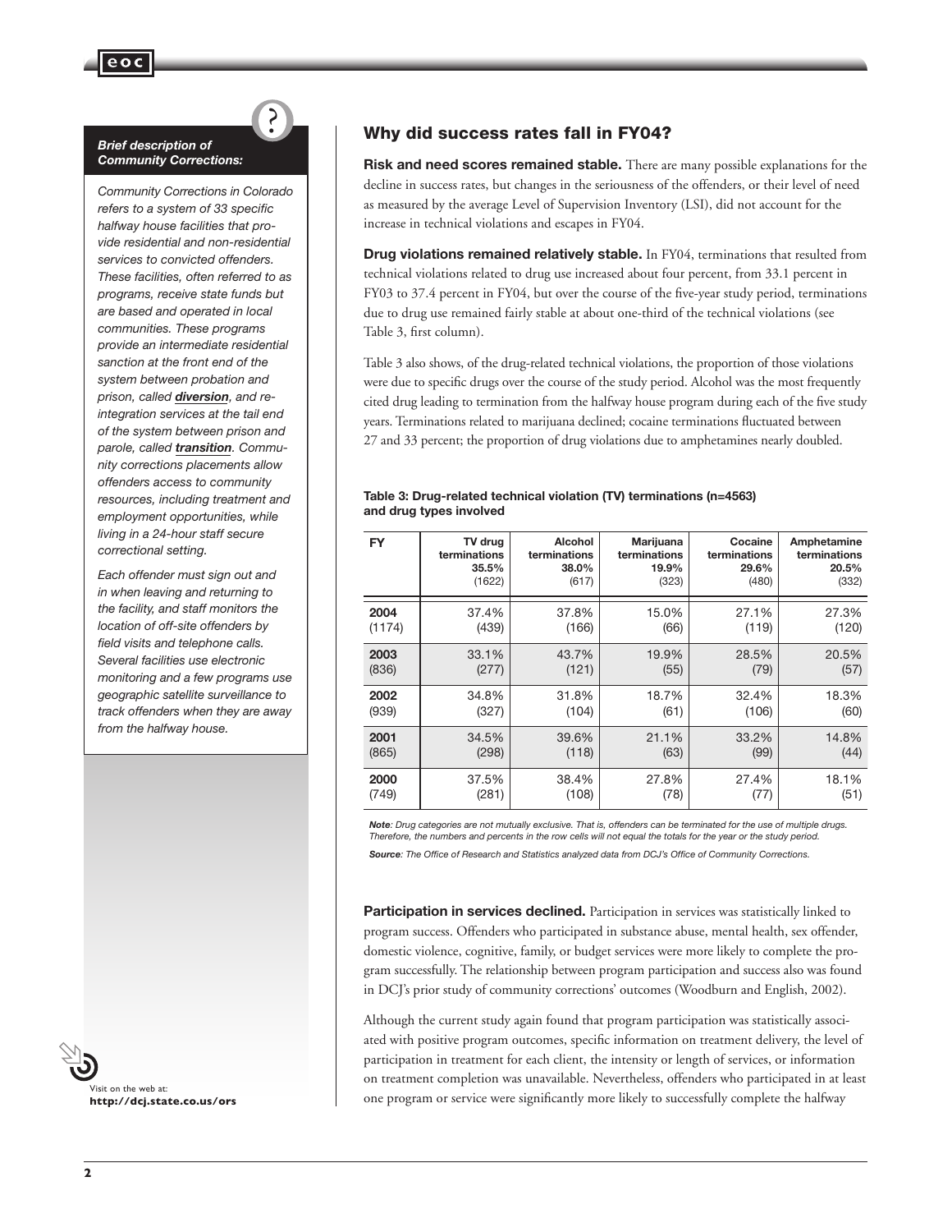**Brief description of Community Corrections:**

*Community Corrections in Colorado refers to a system of 33 specific halfway house facilities that provide residential and non-residential services to convicted offenders. These facilities, often referred to as programs, receive state funds but are based and operated in local communities. These programs provide an intermediate residential sanction at the front end of the system between probation and prison, called* ***diversion****, and re-integration services at the tail end of the system between prison and parole, called* ***transition****. Community corrections placements allow offenders access to community resources, including treatment and employment opportunities, while living in a 24-hour staff secure correctional setting.*

*Each offender must sign out and in when leaving and returning to the facility, and staff monitors the location of off-site offenders by field visits and telephone calls. Several facilities use electronic monitoring and a few programs use geographic satellite surveillance to track offenders when they are away from the halfway house.*

## Why did success rates fall in FY04?

**Risk and need scores remained stable.** There are many possible explanations for the decline in success rates, but changes in the seriousness of the offenders, or their level of need as measured by the average Level of Supervision Inventory (LSI), did not account for the increase in technical violations and escapes in FY04.

**Drug violations remained relatively stable.** In FY04, terminations that resulted from technical violations related to drug use increased about four percent, from 33.1 percent in FY03 to 37.4 percent in FY04, but over the course of the five-year study period, terminations due to drug use remained fairly stable at about one-third of the technical violations (see Table 3, first column).

Table 3 also shows, of the drug-related technical violations, the proportion of those violations were due to specific drugs over the course of the study period. Alcohol was the most frequently cited drug leading to termination from the halfway house program during each of the five study years. Terminations related to marijuana declined; cocaine terminations fluctuated between 27 and 33 percent; the proportion of drug violations due to amphetamines nearly doubled.

**Table 3: Drug-related technical violation (TV) terminations (n=4563) and drug types involved**

| FY | TV drug terminations 35.5% (1622) | Alcohol terminations 38.0% (617) | Marijuana terminations 19.9% (323) | Cocaine terminations 29.6% (480) | Amphetamine terminations 20.5% (332) |
|---|---|---|---|---|---|
| **2004** (1174) | 37.4% (439) | 37.8% (166) | 15.0% (66) | 27.1% (119) | 27.3% (120) |
| **2003** (836) | 33.1% (277) | 43.7% (121) | 19.9% (55) | 28.5% (79) | 20.5% (57) |
| **2002** (939) | 34.8% (327) | 31.8% (104) | 18.7% (61) | 32.4% (106) | 18.3% (60) |
| **2001** (865) | 34.5% (298) | 39.6% (118) | 21.1% (63) | 33.2% (99) | 14.8% (44) |
| **2000** (749) | 37.5% (281) | 38.4% (108) | 27.8% (78) | 27.4% (77) | 18.1% (51) |

***Note****: Drug categories are not mutually exclusive. That is, offenders can be terminated for the use of multiple drugs. Therefore, the numbers and percents in the row cells will not equal the totals for the year or the study period.*

***Source****: The Office of Research and Statistics analyzed data from DCJ's Office of Community Corrections.*

**Participation in services declined.** Participation in services was statistically linked to program success. Offenders who participated in substance abuse, mental health, sex offender, domestic violence, cognitive, family, or budget services were more likely to complete the program successfully. The relationship between program participation and success also was found in DCJ's prior study of community corrections' outcomes (Woodburn and English, 2002).

Although the current study again found that program participation was statistically associated with positive program outcomes, specific information on treatment delivery, the level of participation in treatment for each client, the intensity or length of services, or information on treatment completion was unavailable. Nevertheless, offenders who participated in at least one program or service were significantly more likely to successfully complete the halfway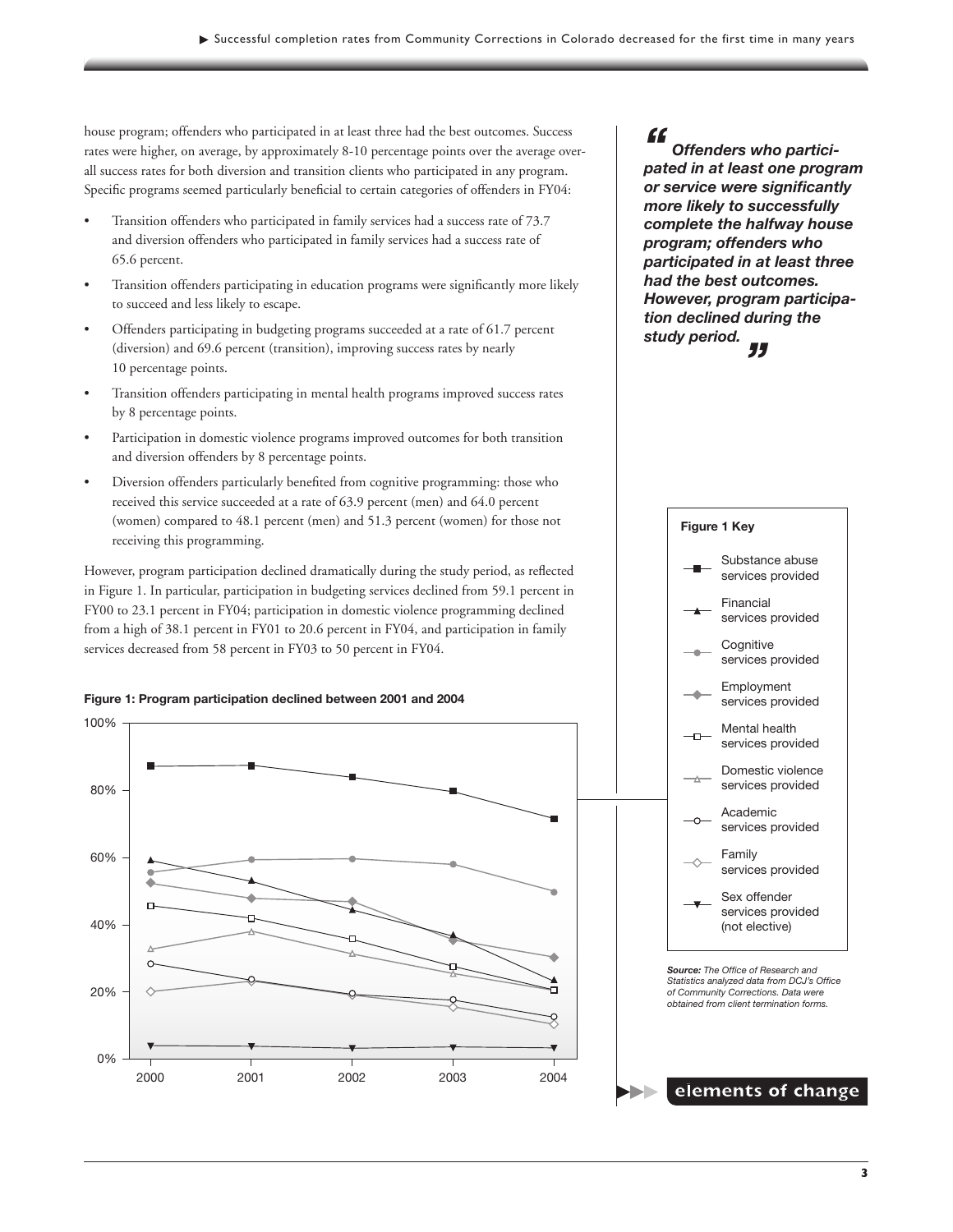house program; offenders who participated in at least three had the best outcomes. Success rates were higher, on average, by approximately 8-10 percentage points over the average overall success rates for both diversion and transition clients who participated in any program. Specific programs seemed particularly beneficial to certain categories of offenders in FY04:

- Transition offenders who participated in family services had a success rate of 73.7 and diversion offenders who participated in family services had a success rate of 65.6 percent.
- Transition offenders participating in education programs were significantly more likely to succeed and less likely to escape.
- Offenders participating in budgeting programs succeeded at a rate of 61.7 percent (diversion) and 69.6 percent (transition), improving success rates by nearly 10 percentage points.
- Transition offenders participating in mental health programs improved success rates by 8 percentage points.
- Participation in domestic violence programs improved outcomes for both transition and diversion offenders by 8 percentage points.
- Diversion offenders particularly benefited from cognitive programming: those who received this service succeeded at a rate of 63.9 percent (men) and 64.0 percent (women) compared to 48.1 percent (men) and 51.3 percent (women) for those not receiving this programming.

However, program participation declined dramatically during the study period, as reflected in Figure 1. In particular, participation in budgeting services declined from 59.1 percent in FY00 to 23.1 percent in FY04; participation in domestic violence programming declined from a high of 38.1 percent in FY01 to 20.6 percent in FY04, and participation in family services decreased from 58 percent in FY03 to 50 percent in FY04.

> ***"Offenders who participated in at least one program or service were significantly more likely to successfully complete the halfway house program; offenders who participated in at least three had the best outcomes. However, program participation declined during the study period."***

**Figure 1: Program participation declined between 2001 and 2004**

**Figure 1 Key**

- Substance abuse services provided
- Financial services provided
- Cognitive services provided
- Employment services provided
- Mental health services provided
- Domestic violence services provided
- Academic services provided
- Family services provided
- Sex offender services provided (not elective)

***Source:*** *The Office of Research and Statistics analyzed data from DCJ's Office of Community Corrections. Data were obtained from client termination forms.*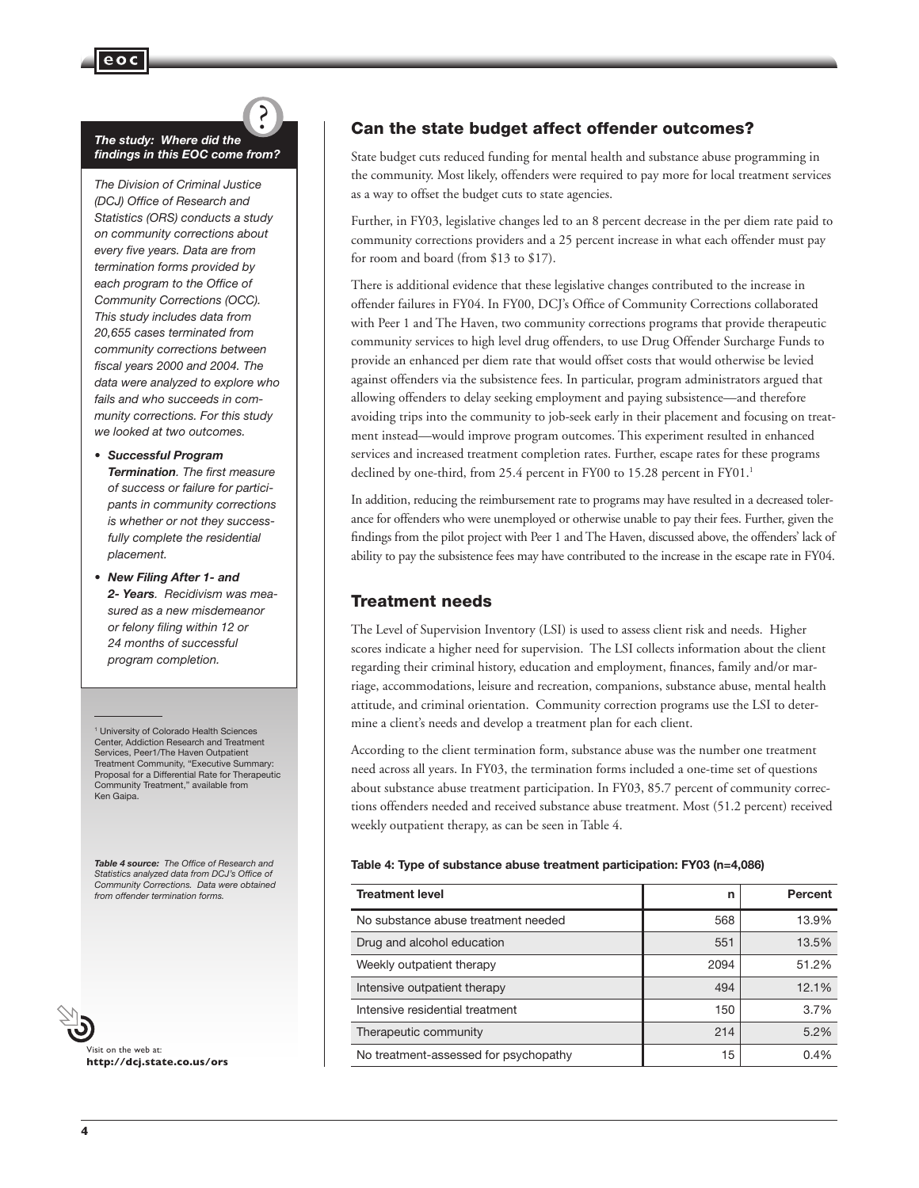*The study: Where did the findings in this EOC come from?*

*The Division of Criminal Justice (DCJ) Office of Research and Statistics (ORS) conducts a study on community corrections about every five years. Data are from termination forms provided by each program to the Office of Community Corrections (OCC). This study includes data from 20,655 cases terminated from community corrections between fiscal years 2000 and 2004. The data were analyzed to explore who fails and who succeeds in community corrections. For this study we looked at two outcomes.*

- ***Successful Program Termination**. The first measure of success or failure for participants in community corrections is whether or not they successfully complete the residential placement.*
- ***New Filing After 1- and 2- Years**. Recidivism was measured as a new misdemeanor or felony filing within 12 or 24 months of successful program completion.*

## Can the state budget affect offender outcomes?

State budget cuts reduced funding for mental health and substance abuse programming in the community. Most likely, offenders were required to pay more for local treatment services as a way to offset the budget cuts to state agencies.

Further, in FY03, legislative changes led to an 8 percent decrease in the per diem rate paid to community corrections providers and a 25 percent increase in what each offender must pay for room and board (from $13 to $17).

There is additional evidence that these legislative changes contributed to the increase in offender failures in FY04. In FY00, DCJ's Office of Community Corrections collaborated with Peer 1 and The Haven, two community corrections programs that provide therapeutic community services to high level drug offenders, to use Drug Offender Surcharge Funds to provide an enhanced per diem rate that would offset costs that would otherwise be levied against offenders via the subsistence fees. In particular, program administrators argued that allowing offenders to delay seeking employment and paying subsistence—and therefore avoiding trips into the community to job-seek early in their placement and focusing on treatment instead—would improve program outcomes. This experiment resulted in enhanced services and increased treatment completion rates. Further, escape rates for these programs declined by one-third, from 25.4 percent in FY00 to 15.28 percent in FY01.[1]

In addition, reducing the reimbursement rate to programs may have resulted in a decreased tolerance for offenders who were unemployed or otherwise unable to pay their fees. Further, given the findings from the pilot project with Peer 1 and The Haven, discussed above, the offenders' lack of ability to pay the subsistence fees may have contributed to the increase in the escape rate in FY04.

## Treatment needs

The Level of Supervision Inventory (LSI) is used to assess client risk and needs. Higher scores indicate a higher need for supervision. The LSI collects information about the client regarding their criminal history, education and employment, finances, family and/or marriage, accommodations, leisure and recreation, companions, substance abuse, mental health attitude, and criminal orientation. Community correction programs use the LSI to determine a client's needs and develop a treatment plan for each client.

According to the client termination form, substance abuse was the number one treatment need across all years. In FY03, the termination forms included a one-time set of questions about substance abuse treatment participation. In FY03, 85.7 percent of community corrections offenders needed and received substance abuse treatment. Most (51.2 percent) received weekly outpatient therapy, as can be seen in Table 4.

**Table 4: Type of substance abuse treatment participation: FY03 (n=4,086)**

| Treatment level | n | Percent |
|---|---|---|
| No substance abuse treatment needed | 568 | 13.9% |
| Drug and alcohol education | 551 | 13.5% |
| Weekly outpatient therapy | 2094 | 51.2% |
| Intensive outpatient therapy | 494 | 12.1% |
| Intensive residential treatment | 150 | 3.7% |
| Therapeutic community | 214 | 5.2% |
| No treatment-assessed for psychopathy | 15 | 0.4% |

*Table 4 source: The Office of Research and Statistics analyzed data from DCJ's Office of Community Corrections. Data were obtained from offender termination forms.*

[1] University of Colorado Health Sciences Center, Addiction Research and Treatment Services, Peer1/The Haven Outpatient Treatment Community, "Executive Summary: Proposal for a Differential Rate for Therapeutic Community Treatment," available from Ken Gaipa.

Visit on the web at: **http://dcj.state.co.us/ors**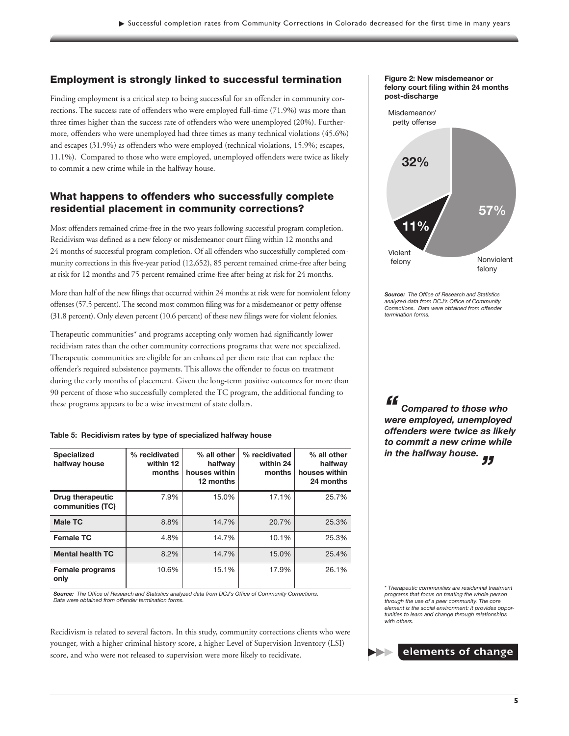## Employment is strongly linked to successful termination

Finding employment is a critical step to being successful for an offender in community corrections. The success rate of offenders who were employed full-time (71.9%) was more than three times higher than the success rate of offenders who were unemployed (20%). Furthermore, offenders who were unemployed had three times as many technical violations (45.6%) and escapes (31.9%) as offenders who were employed (technical violations, 15.9%; escapes, 11.1%). Compared to those who were employed, unemployed offenders were twice as likely to commit a new crime while in the halfway house.

## What happens to offenders who successfully complete residential placement in community corrections?

Most offenders remained crime-free in the two years following successful program completion. Recidivism was defined as a new felony or misdemeanor court filing within 12 months and 24 months of successful program completion. Of all offenders who successfully completed community corrections in this five-year period (12,652), 85 percent remained crime-free after being at risk for 12 months and 75 percent remained crime-free after being at risk for 24 months.

More than half of the new filings that occurred within 24 months at risk were for nonviolent felony offenses (57.5 percent). The second most common filing was for a misdemeanor or petty offense (31.8 percent). Only eleven percent (10.6 percent) of these new filings were for violent felonies.

Therapeutic communities* and programs accepting only women had significantly lower recidivism rates than the other community corrections programs that were not specialized. Therapeutic communities are eligible for an enhanced per diem rate that can replace the offender's required subsistence payments. This allows the offender to focus on treatment during the early months of placement. Given the long-term positive outcomes for more than 90 percent of those who successfully completed the TC program, the additional funding to these programs appears to be a wise investment of state dollars.

**Table 5: Recidivism rates by type of specialized halfway house**

| Specialized halfway house | % recidivated within 12 months | % all other halfway houses within 12 months | % recidivated within 24 months | % all other halfway houses within 24 months |
|---|---|---|---|---|
| **Drug therapeutic communities (TC)** | 7.9% | 15.0% | 17.1% | 25.7% |
| **Male TC** | 8.8% | 14.7% | 20.7% | 25.3% |
| **Female TC** | 4.8% | 14.7% | 10.1% | 25.3% |
| **Mental health TC** | 8.2% | 14.7% | 15.0% | 25.4% |
| **Female programs only** | 10.6% | 15.1% | 17.9% | 26.1% |

***Source:*** *The Office of Research and Statistics analyzed data from DCJ's Office of Community Corrections. Data were obtained from offender termination forms.*

Recidivism is related to several factors. In this study, community corrections clients who were younger, with a higher criminal history score, a higher Level of Supervision Inventory (LSI) score, and who were not released to supervision were more likely to recidivate.

**Figure 2: New misdemeanor or felony court filing within 24 months post-discharge**

| Category | Percent |
|---|---|
| Misdemeanor/petty offense | 32% |
| Violent felony | 11% |
| Nonviolent felony | 57% |

***Source:*** *The Office of Research and Statistics analyzed data from DCJ's Office of Community Corrections. Data were obtained from offender termination forms.*

> ***"Compared to those who were employed, unemployed offenders were twice as likely to commit a new crime while in the halfway house."***

*\* Therapeutic communities are residential treatment programs that focus on treating the whole person through the use of a peer community. The core element is the social environment: it provides opportunities to learn and change through relationships with others.*

elements of change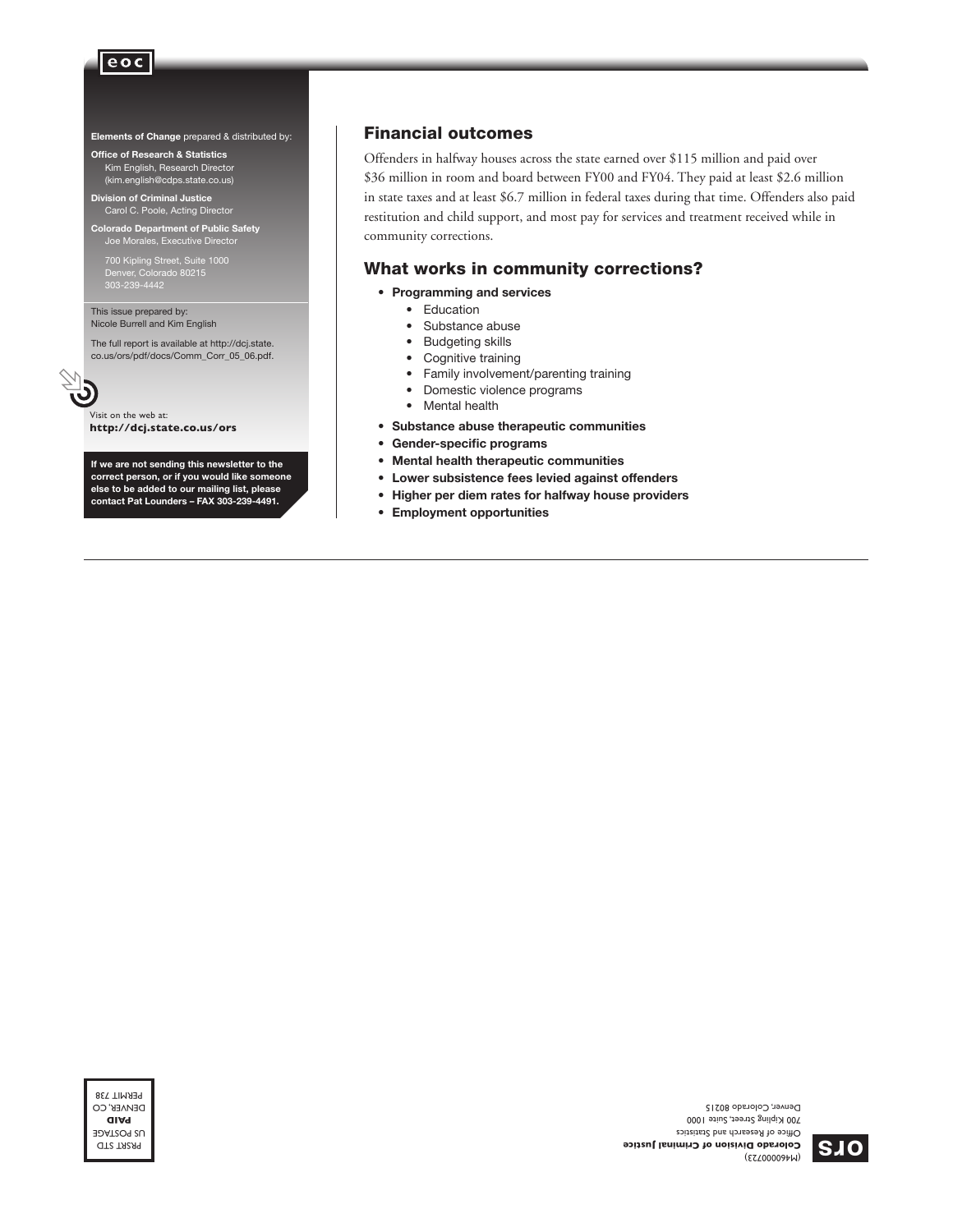**Elements of Change** prepared & distributed by:

**Office of Research & Statistics**
Kim English, Research Director
(kim.english@cdps.state.co.us)

**Division of Criminal Justice**
Carol C. Poole, Acting Director

**Colorado Department of Public Safety**
Joe Morales, Executive Director

700 Kipling Street, Suite 1000
Denver, Colorado 80215
303-239-4442

This issue prepared by:
Nicole Burrell and Kim English

The full report is available at http://dcj.state.co.us/ors/pdf/docs/Comm_Corr_05_06.pdf.

Visit on the web at:
**http://dcj.state.co.us/ors**

**If we are not sending this newsletter to the correct person, or if you would like someone else to be added to our mailing list, please contact Pat Lounders – FAX 303-239-4491.**

## Financial outcomes

Offenders in halfway houses across the state earned over $115 million and paid over $36 million in room and board between FY00 and FY04. They paid at least $2.6 million in state taxes and at least $6.7 million in federal taxes during that time. Offenders also paid restitution and child support, and most pay for services and treatment received while in community corrections.

## What works in community corrections?

- **Programming and services**
  - Education
  - Substance abuse
  - Budgeting skills
  - Cognitive training
  - Family involvement/parenting training
  - Domestic violence programs
  - Mental health
- **Substance abuse therapeutic communities**
- **Gender-specific programs**
- **Mental health therapeutic communities**
- **Lower subsistence fees levied against offenders**
- **Higher per diem rates for halfway house providers**
- **Employment opportunities**

(M460000723)
**Colorado Division of Criminal Justice**
Office of Research and Statistics
700 Kipling Street, Suite 1000
Denver, Colorado 80215

PRSRT STD
US POSTAGE
**PAID**
DENVER, CO
PERMIT 738